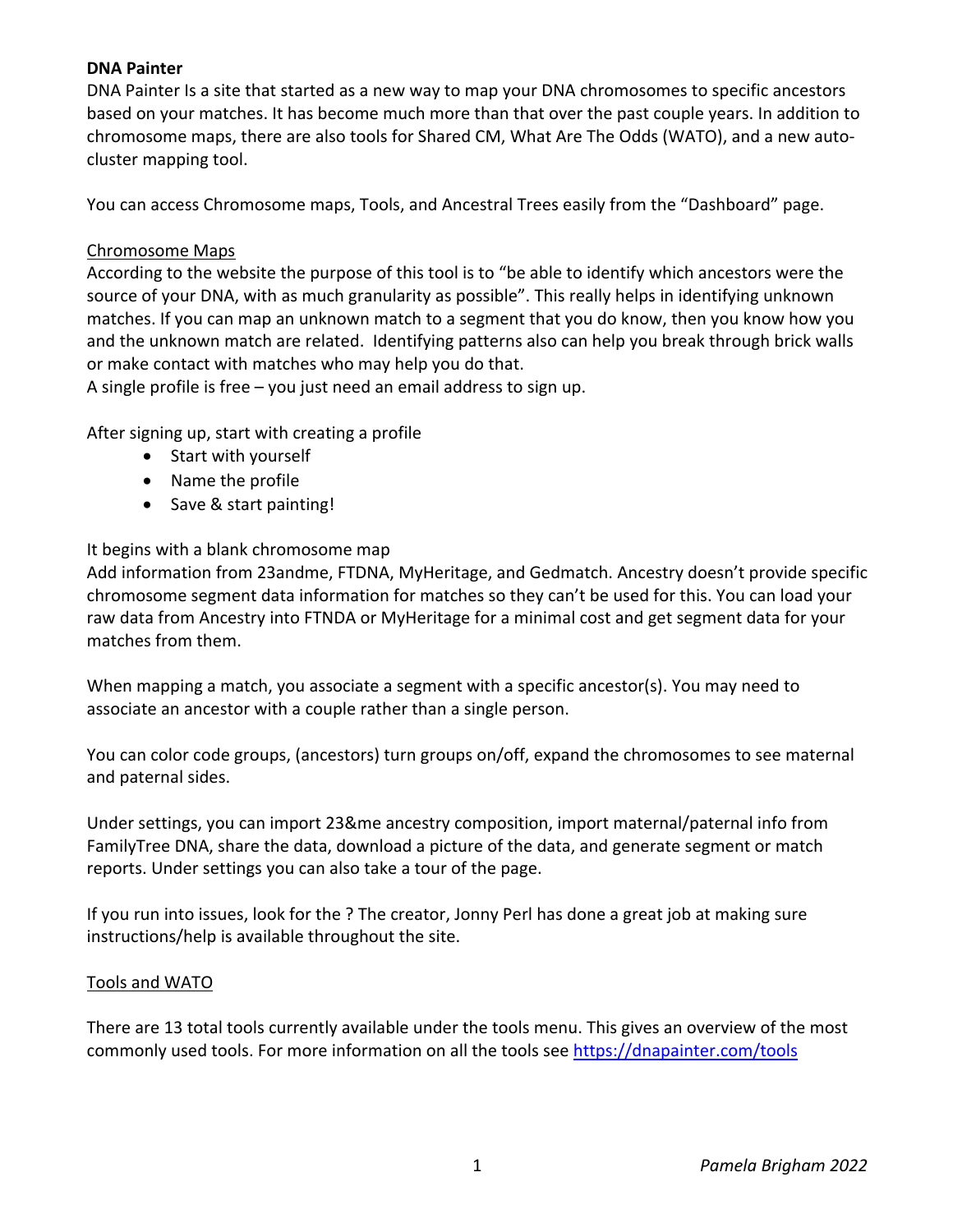**DNA Painter**

DNA Painter Is a site that started as a new way to map your DNA chromosomes to specific ancestors based on your matches. It has become much more than that over the past couple years. In addition to chromosome maps, there are also tools for Shared CM, What Are The Odds (WATO), and a new auto-cluster mapping tool.

You can access Chromosome maps, Tools, and Ancestral Trees easily from the "Dashboard" page.

<u>Chromosome Maps</u>

According to the website the purpose of this tool is to "be able to identify which ancestors were the source of your DNA, with as much granularity as possible". This really helps in identifying unknown matches. If you can map an unknown match to a segment that you do know, then you know how you and the unknown match are related. Identifying patterns also can help you break through brick walls or make contact with matches who may help you do that.
A single profile is free – you just need an email address to sign up.

After signing up, start with creating a profile

- Start with yourself
- Name the profile
- Save & start painting!

It begins with a blank chromosome map
Add information from 23andme, FTDNA, MyHeritage, and Gedmatch. Ancestry doesn't provide specific chromosome segment data information for matches so they can't be used for this. You can load your raw data from Ancestry into FTNDA or MyHeritage for a minimal cost and get segment data for your matches from them.

When mapping a match, you associate a segment with a specific ancestor(s). You may need to associate an ancestor with a couple rather than a single person.

You can color code groups, (ancestors) turn groups on/off, expand the chromosomes to see maternal and paternal sides.

Under settings, you can import 23&me ancestry composition, import maternal/paternal info from FamilyTree DNA, share the data, download a picture of the data, and generate segment or match reports. Under settings you can also take a tour of the page.

If you run into issues, look for the ? The creator, Jonny Perl has done a great job at making sure instructions/help is available throughout the site.

<u>Tools and WATO</u>

There are 13 total tools currently available under the tools menu. This gives an overview of the most commonly used tools. For more information on all the tools see https://dnapainter.com/tools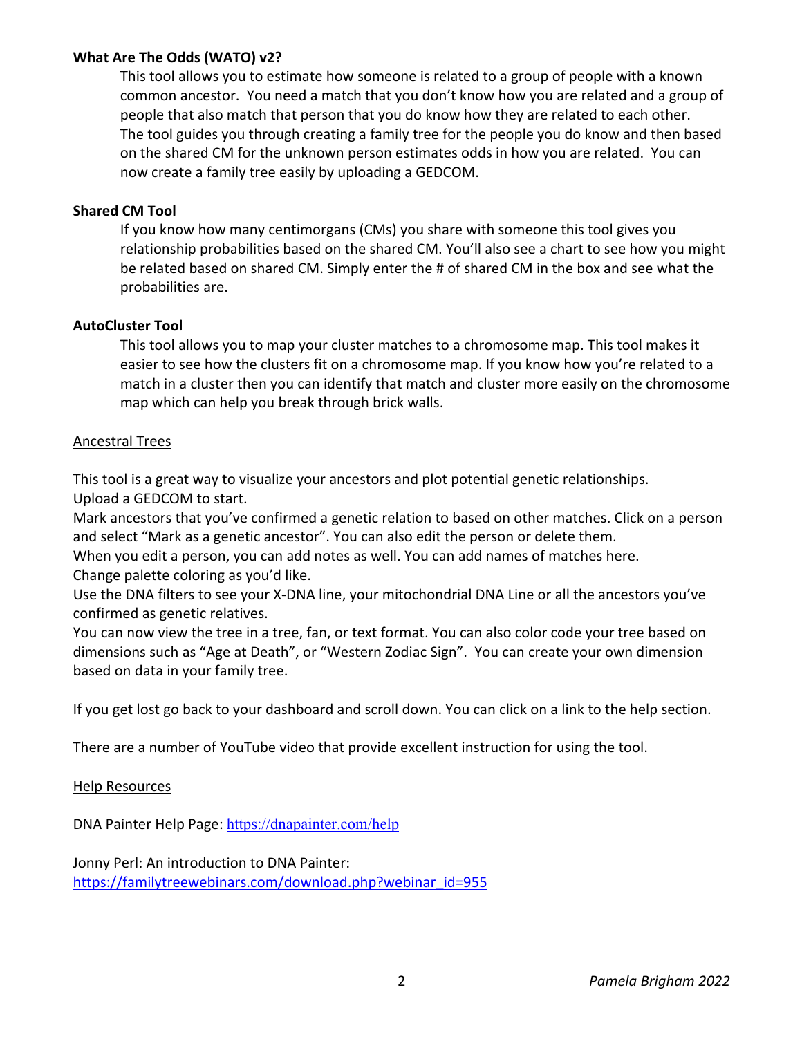**What Are The Odds (WATO) v2?**

This tool allows you to estimate how someone is related to a group of people with a known common ancestor. You need a match that you don't know how you are related and a group of people that also match that person that you do know how they are related to each other. The tool guides you through creating a family tree for the people you do know and then based on the shared CM for the unknown person estimates odds in how you are related. You can now create a family tree easily by uploading a GEDCOM.

**Shared CM Tool**

If you know how many centimorgans (CMs) you share with someone this tool gives you relationship probabilities based on the shared CM. You'll also see a chart to see how you might be related based on shared CM. Simply enter the # of shared CM in the box and see what the probabilities are.

**AutoCluster Tool**

This tool allows you to map your cluster matches to a chromosome map. This tool makes it easier to see how the clusters fit on a chromosome map. If you know how you're related to a match in a cluster then you can identify that match and cluster more easily on the chromosome map which can help you break through brick walls.

<u>Ancestral Trees</u>

This tool is a great way to visualize your ancestors and plot potential genetic relationships.
Upload a GEDCOM to start.
Mark ancestors that you've confirmed a genetic relation to based on other matches. Click on a person and select "Mark as a genetic ancestor". You can also edit the person or delete them.
When you edit a person, you can add notes as well. You can add names of matches here.
Change palette coloring as you'd like.
Use the DNA filters to see your X-DNA line, your mitochondrial DNA Line or all the ancestors you've confirmed as genetic relatives.
You can now view the tree in a tree, fan, or text format. You can also color code your tree based on dimensions such as "Age at Death", or "Western Zodiac Sign". You can create your own dimension based on data in your family tree.

If you get lost go back to your dashboard and scroll down. You can click on a link to the help section.

There are a number of YouTube video that provide excellent instruction for using the tool.

<u>Help Resources</u>

DNA Painter Help Page: https://dnapainter.com/help

Jonny Perl: An introduction to DNA Painter:
https://familytreewebinars.com/download.php?webinar_id=955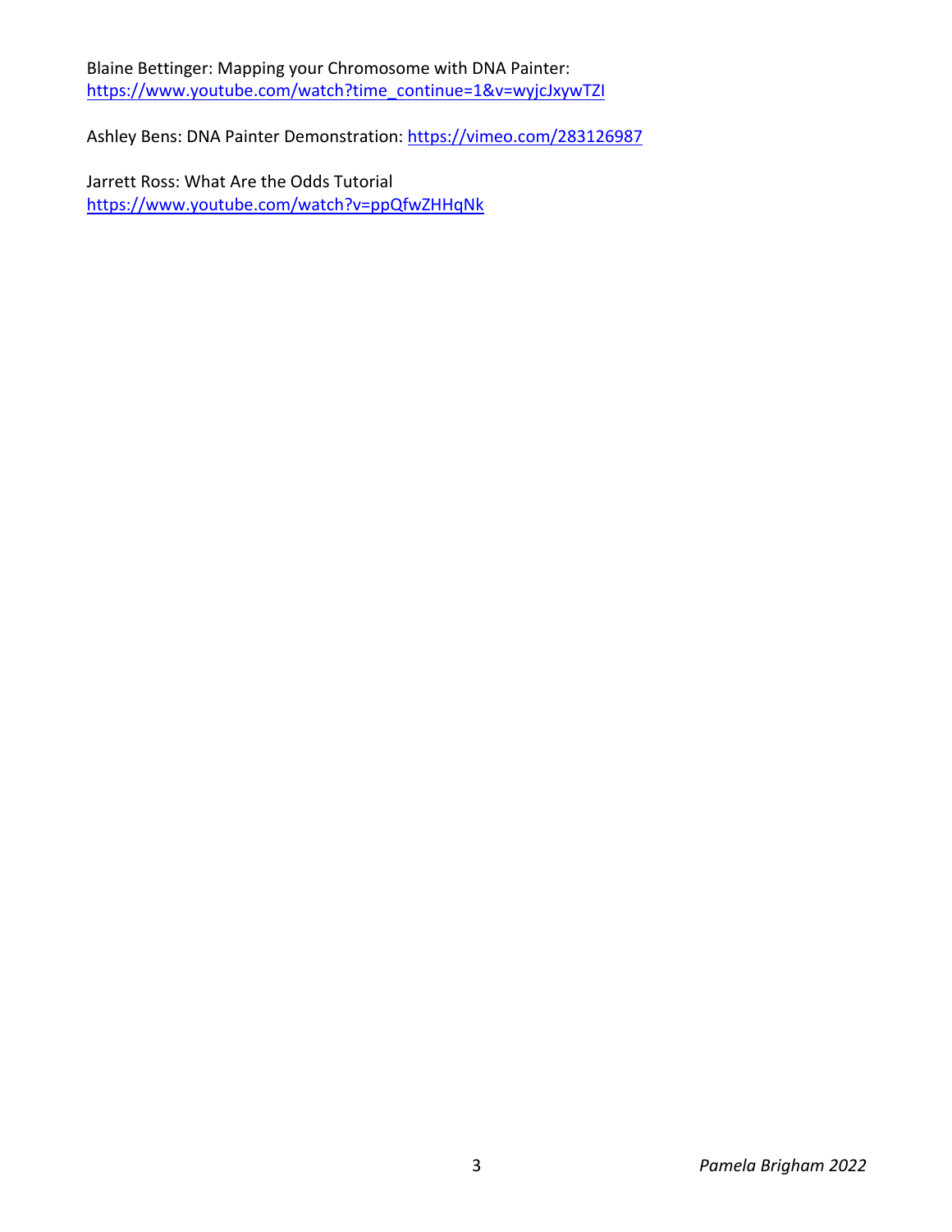Blaine Bettinger: Mapping your Chromosome with DNA Painter:
https://www.youtube.com/watch?time_continue=1&v=wyjcJxywTZI

Ashley Bens: DNA Painter Demonstration: https://vimeo.com/283126987

Jarrett Ross: What Are the Odds Tutorial
https://www.youtube.com/watch?v=ppQfwZHHqNk